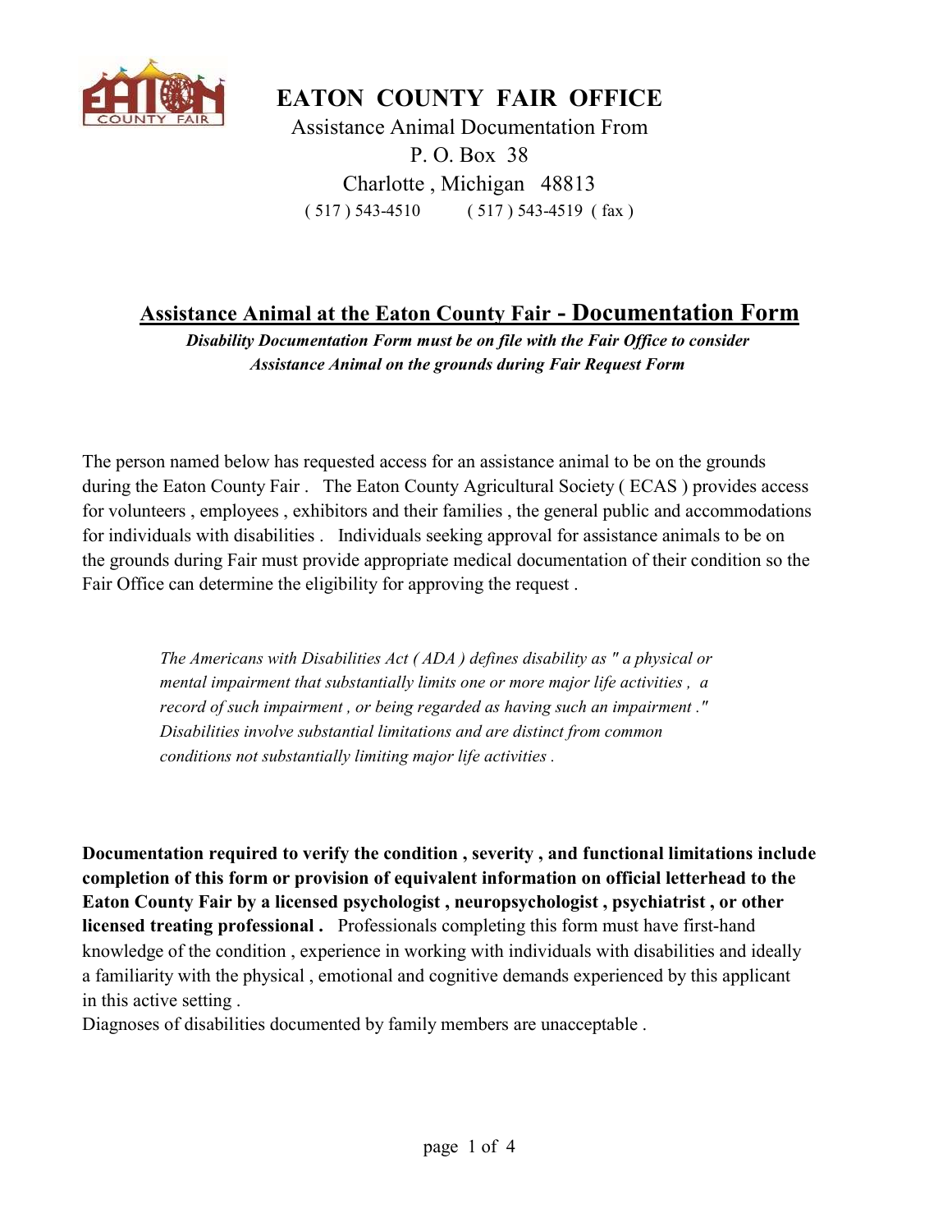# EATON COUNTY FAIR OFFICE

Assistance Animal Documentation From
P. O. Box 38
Charlotte , Michigan 48813
( 517 ) 543-4510 ( 517 ) 543-4519 ( fax )

## Assistance Animal at the Eaton County Fair - Documentation Form

***Disability Documentation Form must be on file with the Fair Office to consider Assistance Animal on the grounds during Fair Request Form***

The person named below has requested access for an assistance animal to be on the grounds during the Eaton County Fair . The Eaton County Agricultural Society ( ECAS ) provides access for volunteers , employees , exhibitors and their families , the general public and accommodations for individuals with disabilities . Individuals seeking approval for assistance animals to be on the grounds during Fair must provide appropriate medical documentation of their condition so the Fair Office can determine the eligibility for approving the request .

> *The Americans with Disabilities Act ( ADA ) defines disability as " a physical or mental impairment that substantially limits one or more major life activities , a record of such impairment , or being regarded as having such an impairment ." Disabilities involve substantial limitations and are distinct from common conditions not substantially limiting major life activities .*

**Documentation required to verify the condition , severity , and functional limitations include completion of this form or provision of equivalent information on official letterhead to the Eaton County Fair by a licensed psychologist , neuropsychologist , psychiatrist , or other licensed treating professional .** Professionals completing this form must have first-hand knowledge of the condition , experience in working with individuals with disabilities and ideally a familiarity with the physical , emotional and cognitive demands experienced by this applicant in this active setting .

Diagnoses of disabilities documented by family members are unacceptable .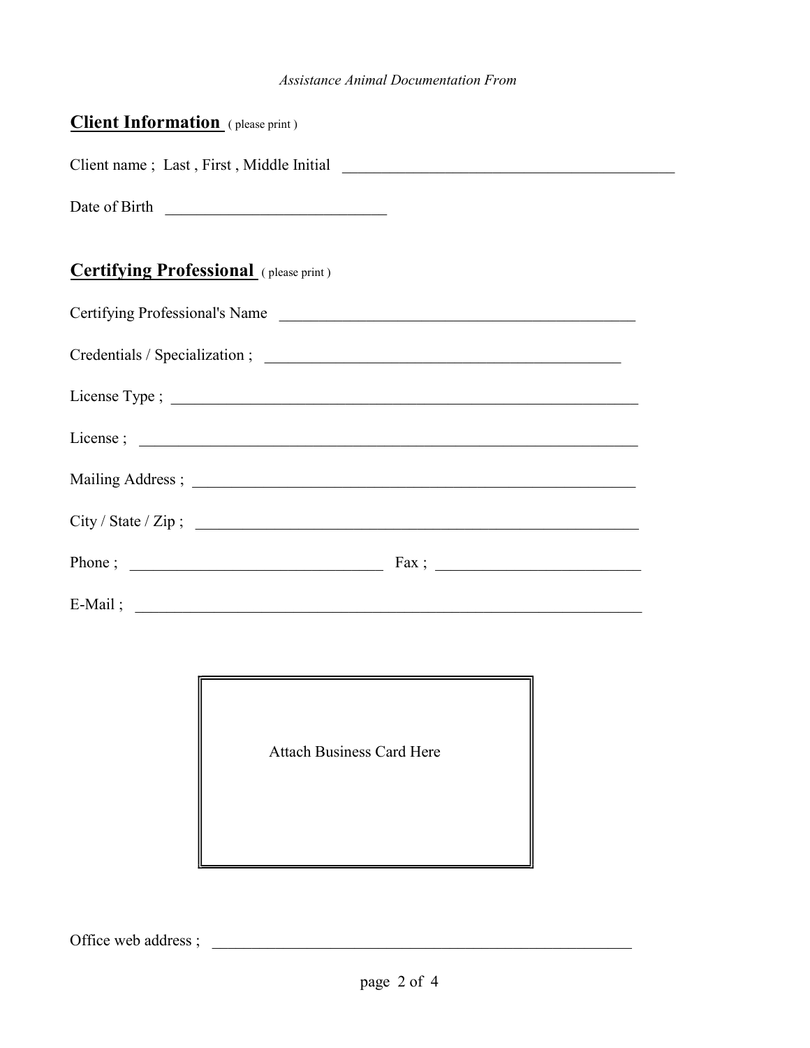*Assistance Animal Documentation From*

## Client Information ( please print )

Client name ; Last , First , Middle Initial ____________________________________________

Date of Birth ____________________________

## Certifying Professional ( please print )

Certifying Professional's Name ______________________________________________

Credentials / Specialization ; ______________________________________________

License Type ; ____________________________________________________________

License ; _________________________________________________________________

Mailing Address ; _________________________________________________________

City / State / Zip ; ________________________________________________________

Phone ; ________________________________ Fax ; __________________________

E-Mail ; __________________________________________________________________

Attach Business Card Here

Office web address ; ______________________________________________________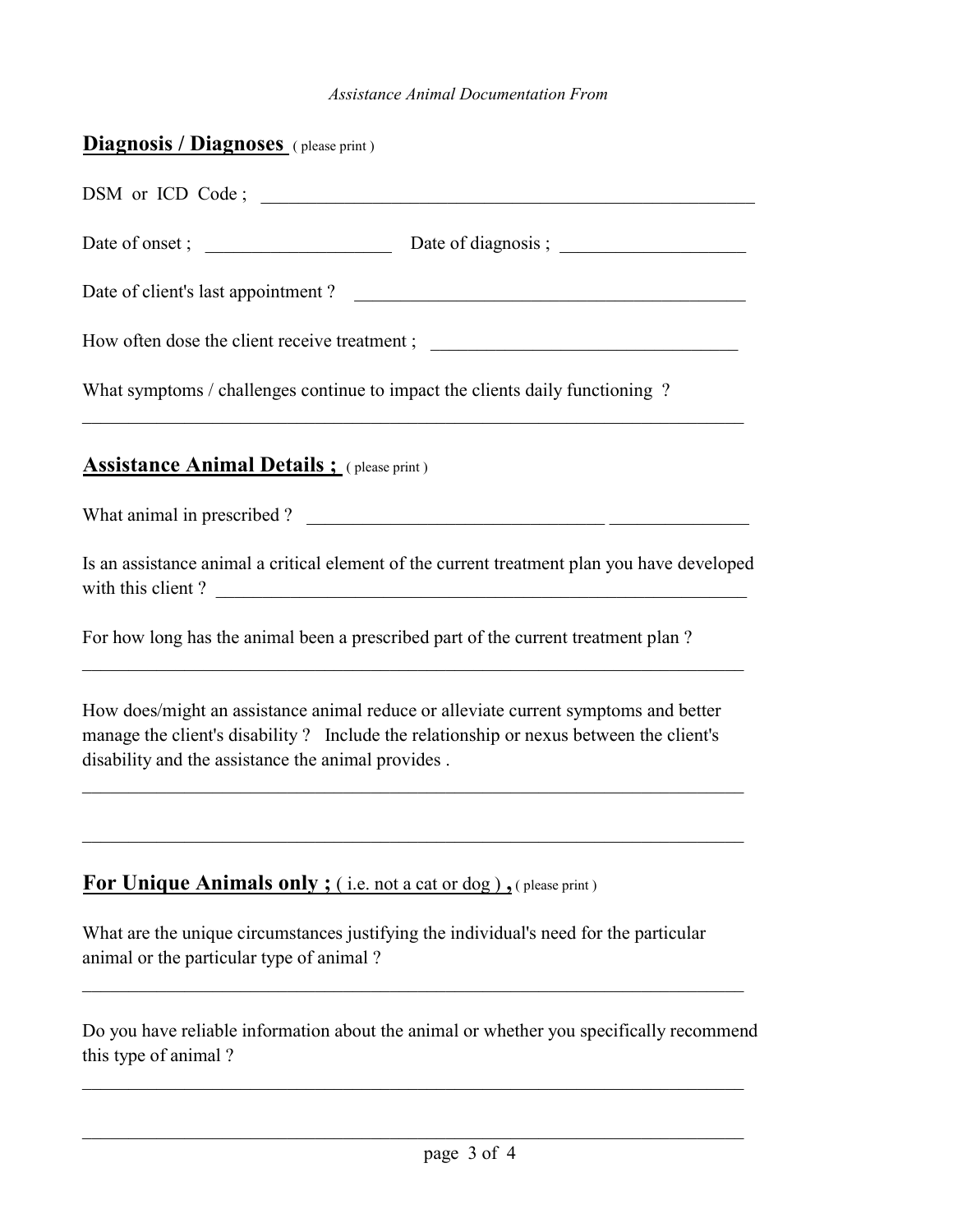*Assistance Animal Documentation From*

## **Diagnosis / Diagnoses** ( please print )

DSM or ICD Code ; ________________________________________________

Date of onset ; ___________________ Date of diagnosis ; ___________________

Date of client's last appointment ? ________________________________________

How often dose the client receive treatment ; ______________________________

What symptoms / challenges continue to impact the clients daily functioning ?

_______________________________________________________________________

## **Assistance Animal Details ;** ( please print )

What animal in prescribed ? ______________________________ ______________

Is an assistance animal a critical element of the current treatment plan you have developed with this client ? ________________________________________________________

For how long has the animal been a prescribed part of the current treatment plan ?

_______________________________________________________________________

How does/might an assistance animal reduce or alleviate current symptoms and better manage the client's disability ? Include the relationship or nexus between the client's disability and the assistance the animal provides .

_______________________________________________________________________

_______________________________________________________________________

## **For Unique Animals only ;** ( i.e. not a cat or dog ) **,** ( please print )

What are the unique circumstances justifying the individual's need for the particular animal or the particular type of animal ?

_______________________________________________________________________

Do you have reliable information about the animal or whether you specifically recommend this type of animal ?

_______________________________________________________________________

_______________________________________________________________________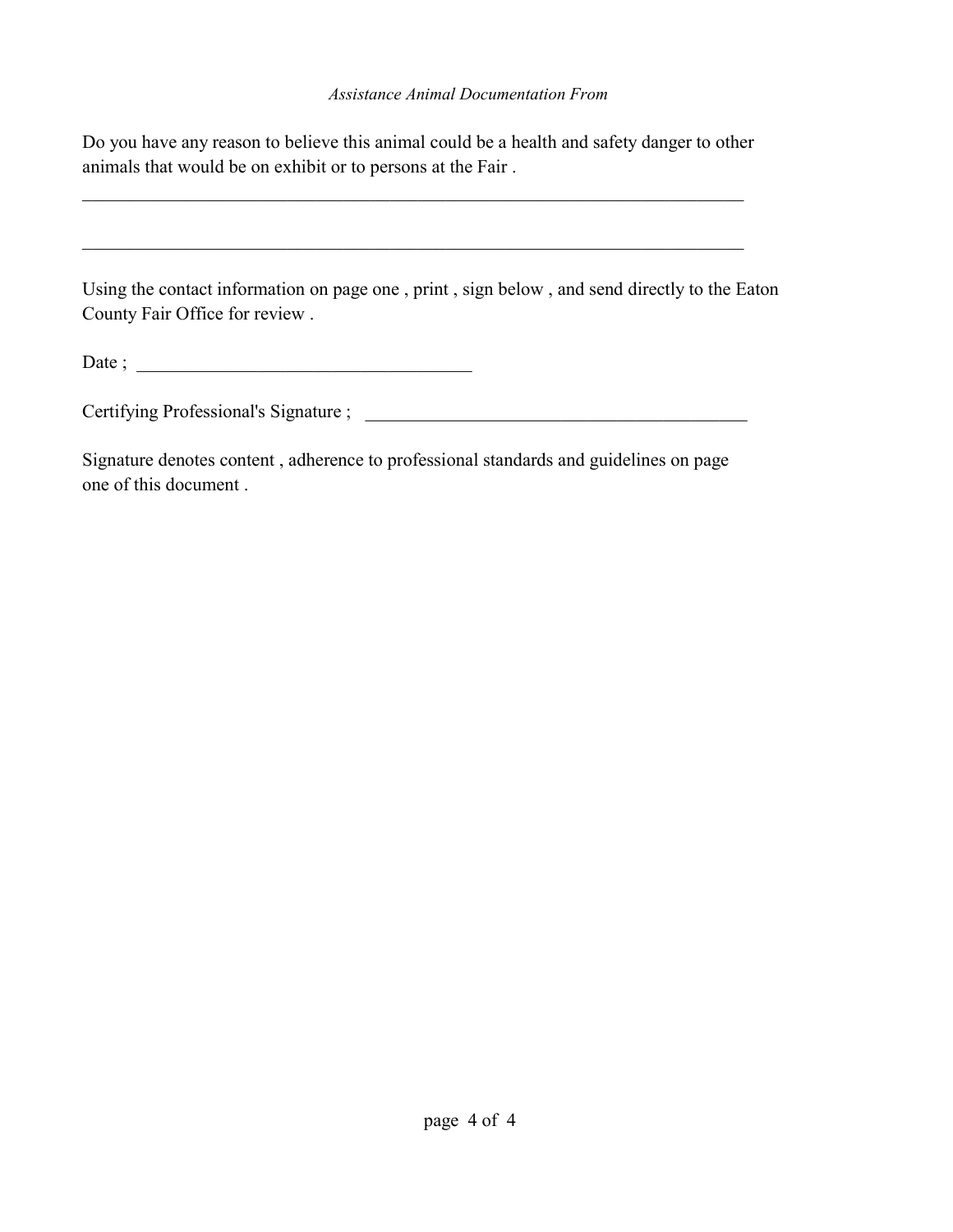*Assistance Animal Documentation From*

Do you have any reason to believe this animal could be a health and safety danger to other animals that would be on exhibit or to persons at the Fair .

\_\_\_\_\_\_\_\_\_\_\_\_\_\_\_\_\_\_\_\_\_\_\_\_\_\_\_\_\_\_\_\_\_\_\_\_\_\_\_\_\_\_\_\_\_\_\_\_\_\_\_\_\_\_\_\_\_\_\_\_\_\_\_\_\_\_\_\_\_\_\_\_

\_\_\_\_\_\_\_\_\_\_\_\_\_\_\_\_\_\_\_\_\_\_\_\_\_\_\_\_\_\_\_\_\_\_\_\_\_\_\_\_\_\_\_\_\_\_\_\_\_\_\_\_\_\_\_\_\_\_\_\_\_\_\_\_\_\_\_\_\_\_\_\_

Using the contact information on page one , print , sign below , and send directly to the Eaton County Fair Office for review .

Date ; \_\_\_\_\_\_\_\_\_\_\_\_\_\_\_\_\_\_\_\_\_\_\_\_\_\_\_\_\_\_\_\_\_\_\_\_\_\_

Certifying Professional's Signature ; \_\_\_\_\_\_\_\_\_\_\_\_\_\_\_\_\_\_\_\_\_\_\_\_\_\_\_\_\_\_\_\_\_\_\_\_\_\_\_\_\_\_\_

Signature denotes content , adherence to professional standards and guidelines on page one of this document .